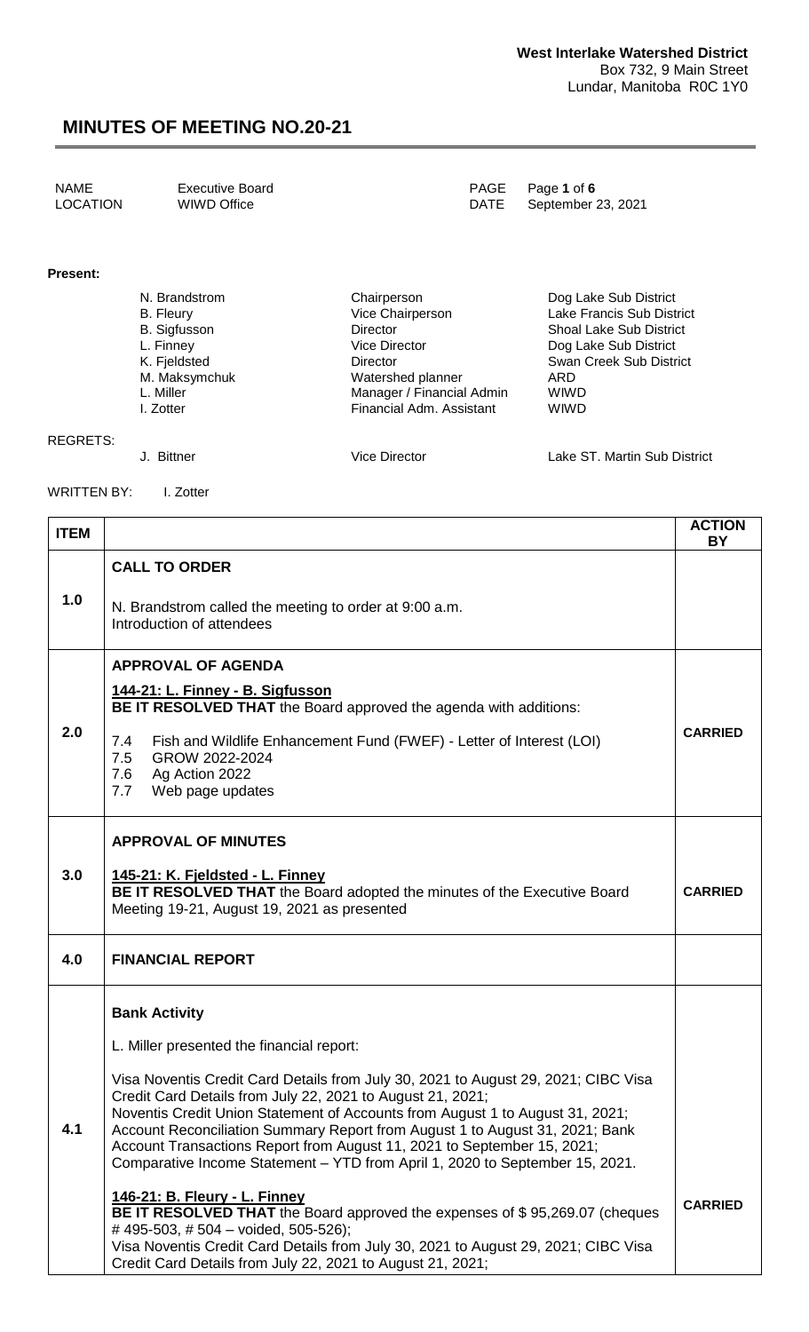**West Interlake Watershed District**
Box 732, 9 Main Street
Lundar, Manitoba R0C 1Y0

# MINUTES OF MEETING NO.20-21

| | | | |
|---|---|---|---|
| NAME | Executive Board | PAGE | Page **1** of **6** |
| LOCATION | WIWD Office | DATE | September 23, 2021 |

**Present:**

| | | |
|---|---|---|
| N. Brandstrom | Chairperson | Dog Lake Sub District |
| B. Fleury | Vice Chairperson | Lake Francis Sub District |
| B. Sigfusson | Director | Shoal Lake Sub District |
| L. Finney | Vice Director | Dog Lake Sub District |
| K. Fjeldsted | Director | Swan Creek Sub District |
| M. Maksymchuk | Watershed planner | ARD |
| L. Miller | Manager / Financial Admin | WIWD |
| I. Zotter | Financial Adm. Assistant | WIWD |

REGRETS:

| | | |
|---|---|---|
| J. Bittner | Vice Director | Lake ST. Martin Sub District |

WRITTEN BY: I. Zotter

| ITEM | | ACTION BY |
|---|---|---|
| 1.0 | **CALL TO ORDER**<br><br>N. Brandstrom called the meeting to order at 9:00 a.m.<br>Introduction of attendees | |
| 2.0 | **APPROVAL OF AGENDA**<br><br>**144-21: L. Finney - B. Sigfusson**<br>**BE IT RESOLVED THAT** the Board approved the agenda with additions:<br><br>7.4 Fish and Wildlife Enhancement Fund (FWEF) - Letter of Interest (LOI)<br>7.5 GROW 2022-2024<br>7.6 Ag Action 2022<br>7.7 Web page updates | **CARRIED** |
| 3.0 | **APPROVAL OF MINUTES**<br><br>**145-21: K. Fjeldsted - L. Finney**<br>**BE IT RESOLVED THAT** the Board adopted the minutes of the Executive Board Meeting 19-21, August 19, 2021 as presented | **CARRIED** |
| 4.0 | **FINANCIAL REPORT** | |
| 4.1 | **Bank Activity**<br><br>L. Miller presented the financial report:<br><br>Visa Noventis Credit Card Details from July 30, 2021 to August 29, 2021; CIBC Visa Credit Card Details from July 22, 2021 to August 21, 2021;<br>Noventis Credit Union Statement of Accounts from August 1 to August 31, 2021;<br>Account Reconciliation Summary Report from August 1 to August 31, 2021; Bank Account Transactions Report from August 11, 2021 to September 15, 2021;<br>Comparative Income Statement – YTD from April 1, 2020 to September 15, 2021.<br><br>**146-21: B. Fleury - L. Finney**<br>**BE IT RESOLVED THAT** the Board approved the expenses of $ 95,269.07 (cheques # 495-503, # 504 – voided, 505-526);<br>Visa Noventis Credit Card Details from July 30, 2021 to August 29, 2021; CIBC Visa Credit Card Details from July 22, 2021 to August 21, 2021; | **CARRIED** |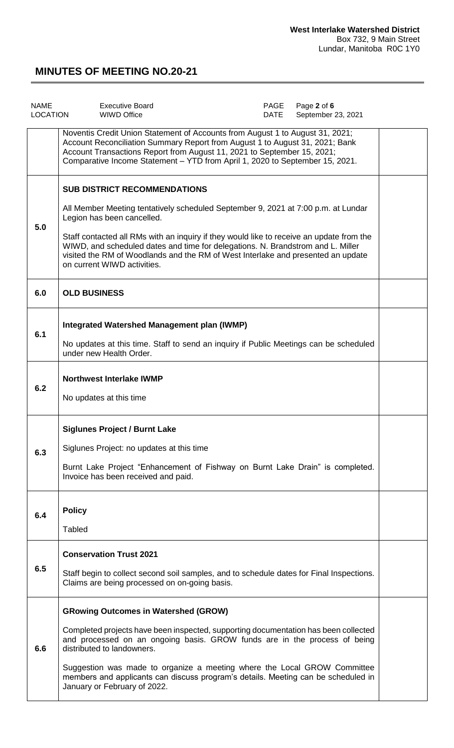| NAME | Executive Board | PAGE | Page 2 of 6 |
|---|---|---|---|
| LOCATION | WIWD Office | DATE | September 23, 2021 |

| | | |
|---|---|---|
| | Noventis Credit Union Statement of Accounts from August 1 to August 31, 2021; Account Reconciliation Summary Report from August 1 to August 31, 2021; Bank Account Transactions Report from August 11, 2021 to September 15, 2021; Comparative Income Statement – YTD from April 1, 2020 to September 15, 2021. | |
| 5.0 | **SUB DISTRICT RECOMMENDATIONS**<br><br>All Member Meeting tentatively scheduled September 9, 2021 at 7:00 p.m. at Lundar Legion has been cancelled.<br><br>Staff contacted all RMs with an inquiry if they would like to receive an update from the WIWD, and scheduled dates and time for delegations. N. Brandstrom and L. Miller visited the RM of Woodlands and the RM of West Interlake and presented an update on current WIWD activities. | |
| 6.0 | **OLD BUSINESS** | |
| 6.1 | **Integrated Watershed Management plan (IWMP)**<br><br>No updates at this time. Staff to send an inquiry if Public Meetings can be scheduled under new Health Order. | |
| 6.2 | **Northwest Interlake IWMP**<br><br>No updates at this time | |
| 6.3 | **Siglunes Project / Burnt Lake**<br><br>Siglunes Project: no updates at this time<br><br>Burnt Lake Project "Enhancement of Fishway on Burnt Lake Drain" is completed. Invoice has been received and paid. | |
| 6.4 | **Policy**<br><br>Tabled | |
| 6.5 | **Conservation Trust 2021**<br><br>Staff begin to collect second soil samples, and to schedule dates for Final Inspections. Claims are being processed on on-going basis. | |
| 6.6 | **GRowing Outcomes in Watershed (GROW)**<br><br>Completed projects have been inspected, supporting documentation has been collected and processed on an ongoing basis. GROW funds are in the process of being distributed to landowners.<br><br>Suggestion was made to organize a meeting where the Local GROW Committee members and applicants can discuss program's details. Meeting can be scheduled in January or February of 2022. | |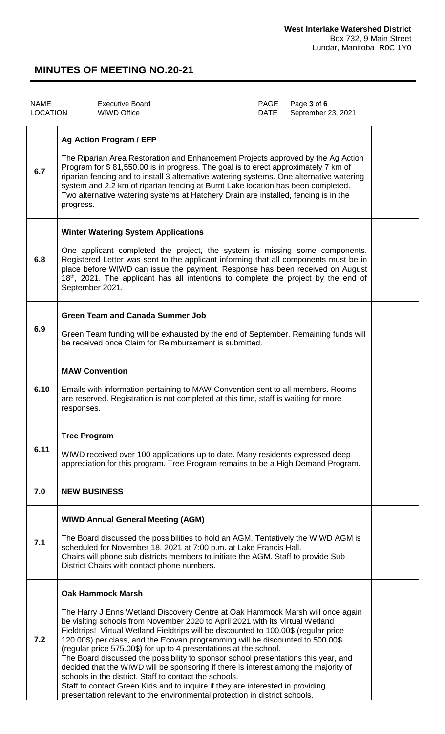**West Interlake Watershed District**
Box 732, 9 Main Street
Lundar, Manitoba R0C 1Y0

# MINUTES OF MEETING NO.20-21

| NAME | Executive Board | PAGE | Page **3** of **6** |
|---|---|---|---|
| LOCATION | WIWD Office | DATE | September 23, 2021 |

| | | |
|---|---|---|
| 6.7 | **Ag Action Program / EFP**<br><br>The Riparian Area Restoration and Enhancement Projects approved by the Ag Action Program for $ 81,550.00 is in progress. The goal is to erect approximately 7 km of riparian fencing and to install 3 alternative watering systems. One alternative watering system and 2.2 km of riparian fencing at Burnt Lake location has been completed. Two alternative watering systems at Hatchery Drain are installed, fencing is in the progress. | |
| 6.8 | **Winter Watering System Applications**<br><br>One applicant completed the project, the system is missing some components. Registered Letter was sent to the applicant informing that all components must be in place before WIWD can issue the payment. Response has been received on August 18th, 2021. The applicant has all intentions to complete the project by the end of September 2021. | |
| 6.9 | **Green Team and Canada Summer Job**<br><br>Green Team funding will be exhausted by the end of September. Remaining funds will be received once Claim for Reimbursement is submitted. | |
| 6.10 | **MAW Convention**<br><br>Emails with information pertaining to MAW Convention sent to all members. Rooms are reserved. Registration is not completed at this time, staff is waiting for more responses. | |
| 6.11 | **Tree Program**<br><br>WIWD received over 100 applications up to date. Many residents expressed deep appreciation for this program. Tree Program remains to be a High Demand Program. | |
| 7.0 | **NEW BUSINESS** | |
| 7.1 | **WIWD Annual General Meeting (AGM)**<br><br>The Board discussed the possibilities to hold an AGM. Tentatively the WIWD AGM is scheduled for November 18, 2021 at 7:00 p.m. at Lake Francis Hall.<br>Chairs will phone sub districts members to initiate the AGM. Staff to provide Sub District Chairs with contact phone numbers. | |
| 7.2 | **Oak Hammock Marsh**<br><br>The Harry J Enns Wetland Discovery Centre at Oak Hammock Marsh will once again be visiting schools from November 2020 to April 2021 with its Virtual Wetland Fieldtrips! Virtual Wetland Fieldtrips will be discounted to 100.00$ (regular price 120.00$) per class, and the Ecovan programming will be discounted to 500.00$ (regular price 575.00$) for up to 4 presentations at the school.<br>The Board discussed the possibility to sponsor school presentations this year, and decided that the WIWD will be sponsoring if there is interest among the majority of schools in the district. Staff to contact the schools.<br>Staff to contact Green Kids and to inquire if they are interested in providing presentation relevant to the environmental protection in district schools. | |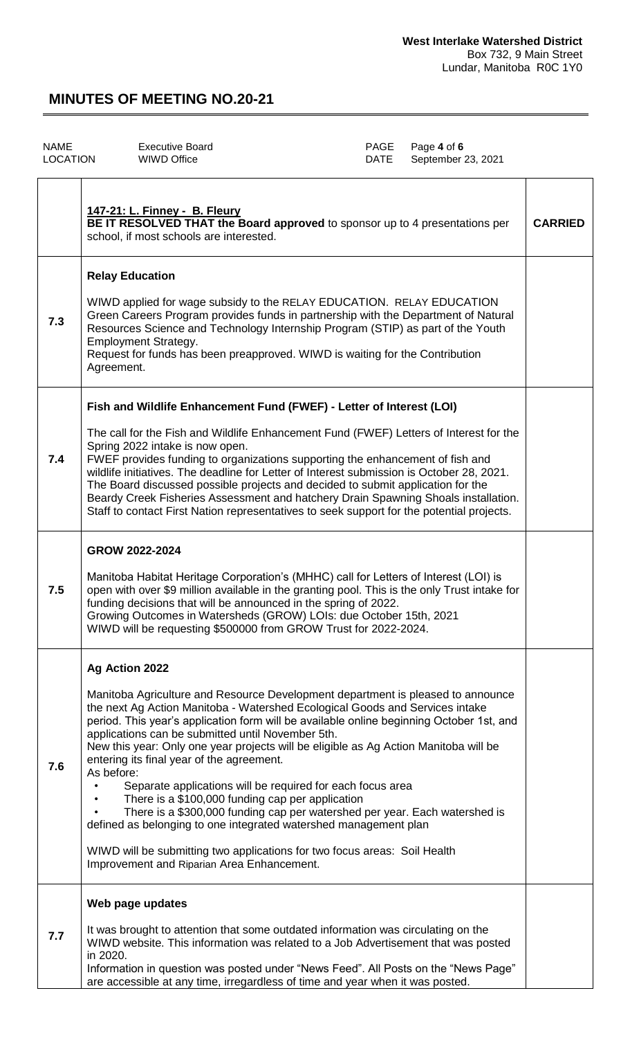| | | |
|---|---|---|
| | **147-21: L. Finney - B. Fleury**<br>**BE IT RESOLVED THAT the Board approved** to sponsor up to 4 presentations per school, if most schools are interested. | **CARRIED** |
| 7.3 | **Relay Education**<br><br>WIWD applied for wage subsidy to the RELAY EDUCATION. RELAY EDUCATION Green Careers Program provides funds in partnership with the Department of Natural Resources Science and Technology Internship Program (STIP) as part of the Youth Employment Strategy.<br>Request for funds has been preapproved. WIWD is waiting for the Contribution Agreement. | |
| 7.4 | **Fish and Wildlife Enhancement Fund (FWEF) - Letter of Interest (LOI)**<br><br>The call for the Fish and Wildlife Enhancement Fund (FWEF) Letters of Interest for the Spring 2022 intake is now open.<br>FWEF provides funding to organizations supporting the enhancement of fish and wildlife initiatives. The deadline for Letter of Interest submission is October 28, 2021.<br>The Board discussed possible projects and decided to submit application for the Beardy Creek Fisheries Assessment and hatchery Drain Spawning Shoals installation.<br>Staff to contact First Nation representatives to seek support for the potential projects. | |
| 7.5 | **GROW 2022-2024**<br><br>Manitoba Habitat Heritage Corporation's (MHHC) call for Letters of Interest (LOI) is open with over $9 million available in the granting pool. This is the only Trust intake for funding decisions that will be announced in the spring of 2022.<br>Growing Outcomes in Watersheds (GROW) LOIs: due October 15th, 2021<br>WIWD will be requesting $500000 from GROW Trust for 2022-2024. | |
| 7.6 | **Ag Action 2022**<br><br>Manitoba Agriculture and Resource Development department is pleased to announce the next Ag Action Manitoba - Watershed Ecological Goods and Services intake period. This year's application form will be available online beginning October 1st, and applications can be submitted until November 5th.<br>New this year: Only one year projects will be eligible as Ag Action Manitoba will be entering its final year of the agreement.<br>As before:<br>• Separate applications will be required for each focus area<br>• There is a $100,000 funding cap per application<br>• There is a $300,000 funding cap per watershed per year. Each watershed is defined as belonging to one integrated watershed management plan<br><br>WIWD will be submitting two applications for two focus areas: Soil Health Improvement and Riparian Area Enhancement. | |
| 7.7 | **Web page updates**<br><br>It was brought to attention that some outdated information was circulating on the WIWD website. This information was related to a Job Advertisement that was posted in 2020.<br>Information in question was posted under "News Feed". All Posts on the "News Page" are accessible at any time, irregardless of time and year when it was posted. | |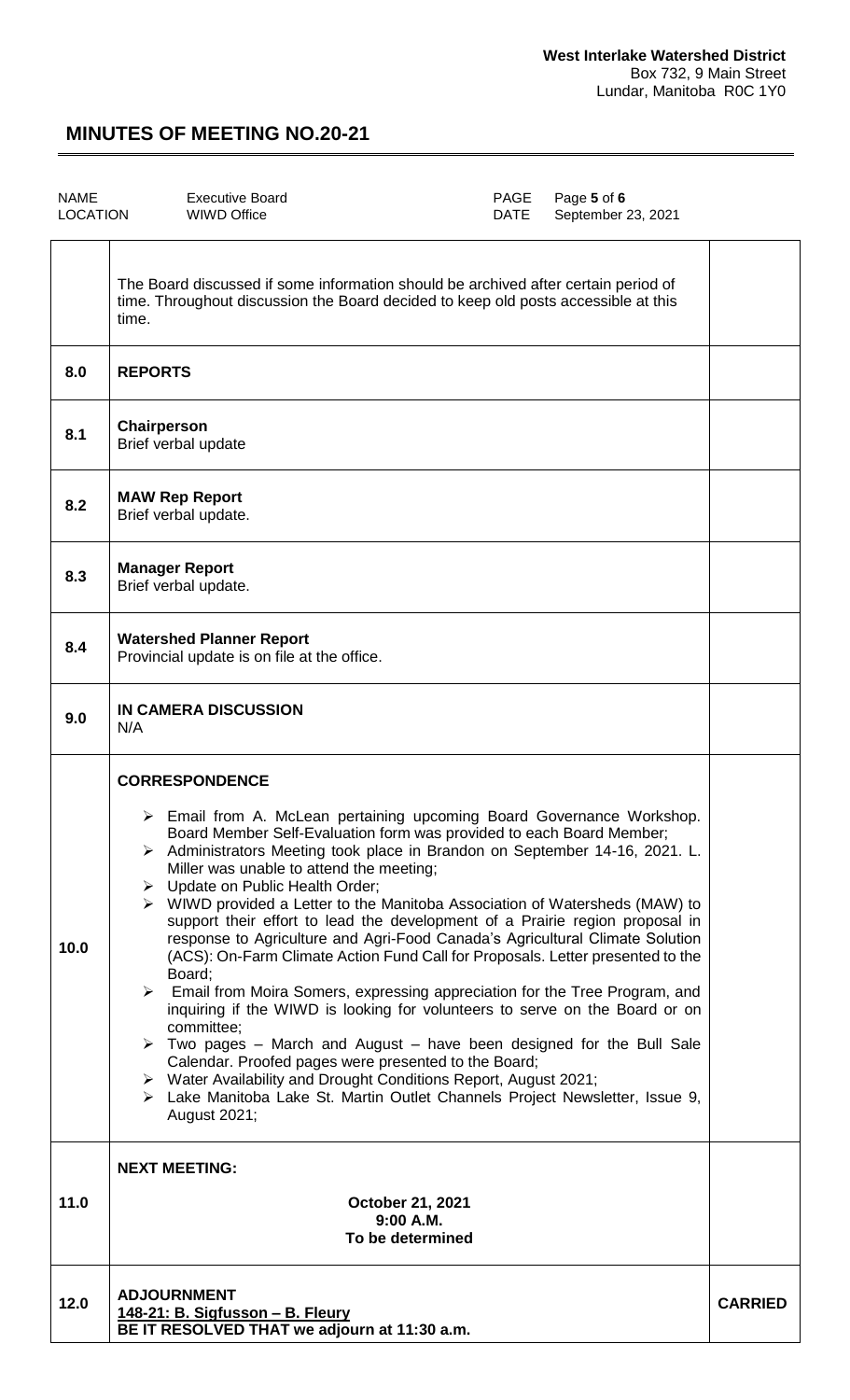**West Interlake Watershed District**
Box 732, 9 Main Street
Lundar, Manitoba R0C 1Y0

## MINUTES OF MEETING NO.20-21

| NAME | Executive Board | PAGE | Page **5** of **6** |
|---|---|---|---|
| LOCATION | WIWD Office | DATE | September 23, 2021 |

| | | |
|---|---|---|
| | The Board discussed if some information should be archived after certain period of time. Throughout discussion the Board decided to keep old posts accessible at this time. | |
| **8.0** | **REPORTS** | |
| **8.1** | **Chairperson**<br>Brief verbal update | |
| **8.2** | **MAW Rep Report**<br>Brief verbal update. | |
| **8.3** | **Manager Report**<br>Brief verbal update. | |
| **8.4** | **Watershed Planner Report**<br>Provincial update is on file at the office. | |
| **9.0** | **IN CAMERA DISCUSSION**<br>N/A | |
| **10.0** | **CORRESPONDENCE**<br>➢ Email from A. McLean pertaining upcoming Board Governance Workshop. Board Member Self-Evaluation form was provided to each Board Member;<br>➢ Administrators Meeting took place in Brandon on September 14-16, 2021. L. Miller was unable to attend the meeting;<br>➢ Update on Public Health Order;<br>➢ WIWD provided a Letter to the Manitoba Association of Watersheds (MAW) to support their effort to lead the development of a Prairie region proposal in response to Agriculture and Agri-Food Canada's Agricultural Climate Solution (ACS): On-Farm Climate Action Fund Call for Proposals. Letter presented to the Board;<br>➢ Email from Moira Somers, expressing appreciation for the Tree Program, and inquiring if the WIWD is looking for volunteers to serve on the Board or on committee;<br>➢ Two pages – March and August – have been designed for the Bull Sale Calendar. Proofed pages were presented to the Board;<br>➢ Water Availability and Drought Conditions Report, August 2021;<br>➢ Lake Manitoba Lake St. Martin Outlet Channels Project Newsletter, Issue 9, August 2021; | |
| **11.0** | **NEXT MEETING:**<br>**October 21, 2021**<br>**9:00 A.M.**<br>**To be determined** | |
| **12.0** | **ADJOURNMENT**<br>**148-21: B. Sigfusson – B. Fleury**<br>**BE IT RESOLVED THAT we adjourn at 11:30 a.m.** | **CARRIED** |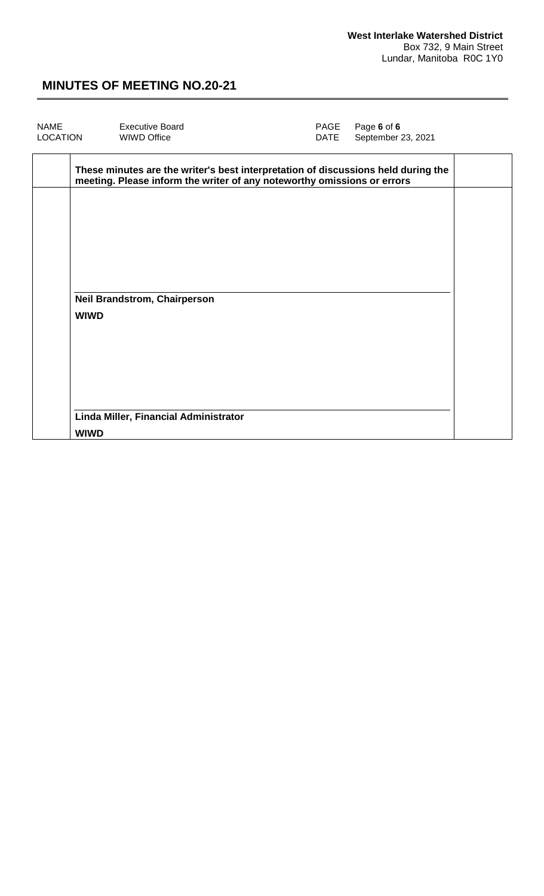**West Interlake Watershed District**
Box 732, 9 Main Street
Lundar, Manitoba R0C 1Y0

## MINUTES OF MEETING NO.20-21

| | | | |
|---|---|---|---|
| NAME | Executive Board | PAGE | Page **6** of **6** |
| LOCATION | WIWD Office | DATE | September 23, 2021 |

**These minutes are the writer's best interpretation of discussions held during the meeting. Please inform the writer of any noteworthy omissions or errors**

**Neil Brandstrom, Chairperson**

**WIWD**

**Linda Miller, Financial Administrator**

**WIWD**